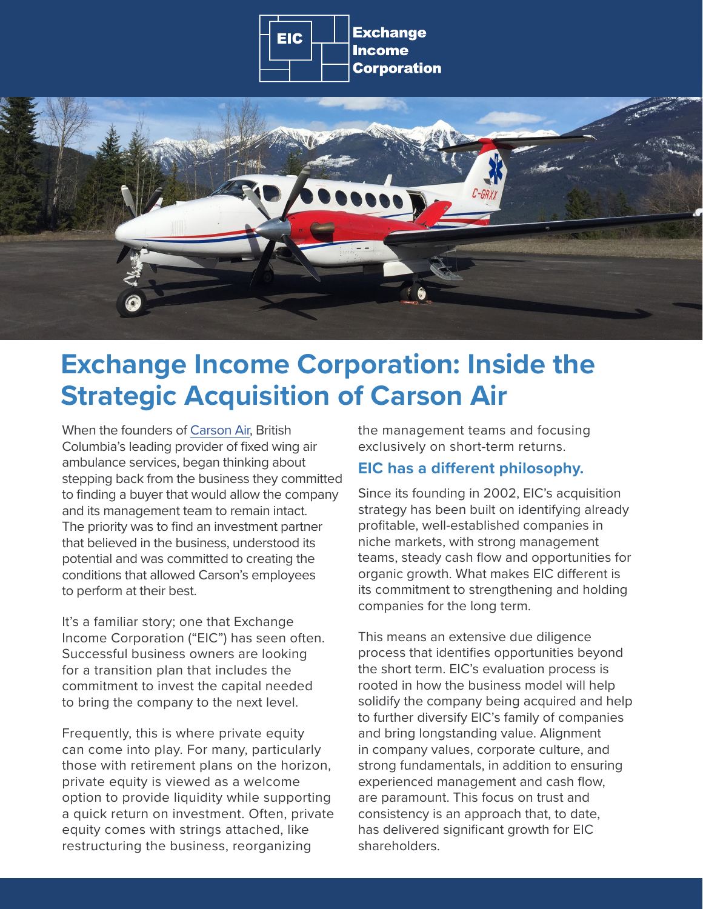# Exchange Income Corporation: Inside the Strategic Acquisition of Carson Air

When the founders of Carson Air, British Columbia's leading provider of fixed wing air ambulance services, began thinking about stepping back from the business they committed to finding a buyer that would allow the company and its management team to remain intact. The priority was to find an investment partner that believed in the business, understood its potential and was committed to creating the conditions that allowed Carson's employees to perform at their best.

It's a familiar story; one that Exchange Income Corporation ("EIC") has seen often. Successful business owners are looking for a transition plan that includes the commitment to invest the capital needed to bring the company to the next level.

Frequently, this is where private equity can come into play. For many, particularly those with retirement plans on the horizon, private equity is viewed as a welcome option to provide liquidity while supporting a quick return on investment. Often, private equity comes with strings attached, like restructuring the business, reorganizing the management teams and focusing exclusively on short-term returns.

## EIC has a different philosophy.

Since its founding in 2002, EIC's acquisition strategy has been built on identifying already profitable, well-established companies in niche markets, with strong management teams, steady cash flow and opportunities for organic growth. What makes EIC different is its commitment to strengthening and holding companies for the long term.

This means an extensive due diligence process that identifies opportunities beyond the short term. EIC's evaluation process is rooted in how the business model will help solidify the company being acquired and help to further diversify EIC's family of companies and bring longstanding value. Alignment in company values, corporate culture, and strong fundamentals, in addition to ensuring experienced management and cash flow, are paramount. This focus on trust and consistency is an approach that, to date, has delivered significant growth for EIC shareholders.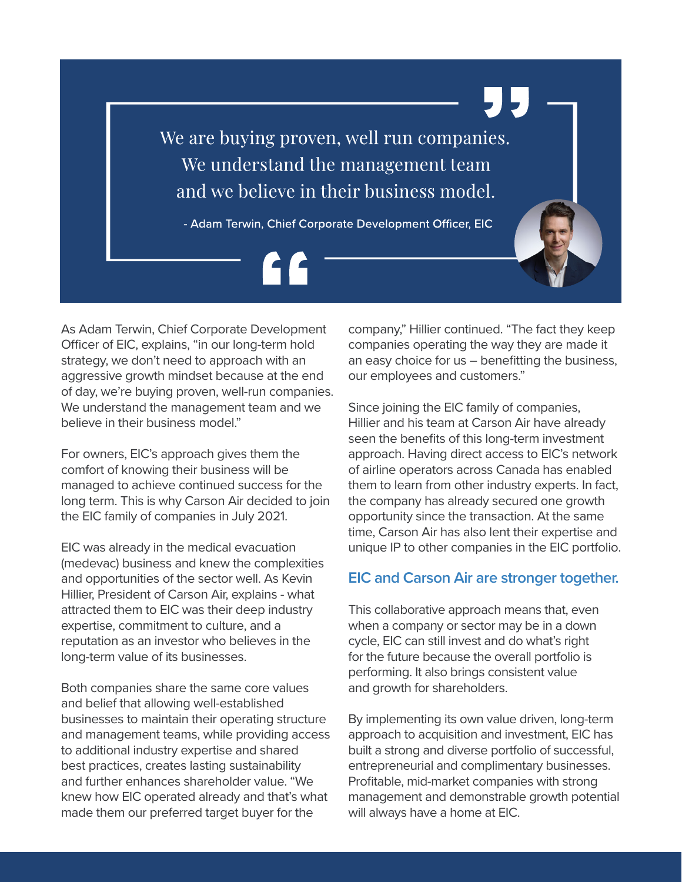> We are buying proven, well run companies. We understand the management team and we believe in their business model.
>
> - Adam Terwin, Chief Corporate Development Officer, EIC

As Adam Terwin, Chief Corporate Development Officer of EIC, explains, "in our long-term hold strategy, we don't need to approach with an aggressive growth mindset because at the end of day, we're buying proven, well-run companies. We understand the management team and we believe in their business model."

For owners, EIC's approach gives them the comfort of knowing their business will be managed to achieve continued success for the long term. This is why Carson Air decided to join the EIC family of companies in July 2021.

EIC was already in the medical evacuation (medevac) business and knew the complexities and opportunities of the sector well. As Kevin Hillier, President of Carson Air, explains - what attracted them to EIC was their deep industry expertise, commitment to culture, and a reputation as an investor who believes in the long-term value of its businesses.

Both companies share the same core values and belief that allowing well-established businesses to maintain their operating structure and management teams, while providing access to additional industry expertise and shared best practices, creates lasting sustainability and further enhances shareholder value. "We knew how EIC operated already and that's what made them our preferred target buyer for the company," Hillier continued. "The fact they keep companies operating the way they are made it an easy choice for us – benefitting the business, our employees and customers."

Since joining the EIC family of companies, Hillier and his team at Carson Air have already seen the benefits of this long-term investment approach. Having direct access to EIC's network of airline operators across Canada has enabled them to learn from other industry experts. In fact, the company has already secured one growth opportunity since the transaction. At the same time, Carson Air has also lent their expertise and unique IP to other companies in the EIC portfolio.

## EIC and Carson Air are stronger together.

This collaborative approach means that, even when a company or sector may be in a down cycle, EIC can still invest and do what's right for the future because the overall portfolio is performing. It also brings consistent value and growth for shareholders.

By implementing its own value driven, long-term approach to acquisition and investment, EIC has built a strong and diverse portfolio of successful, entrepreneurial and complimentary businesses. Profitable, mid-market companies with strong management and demonstrable growth potential will always have a home at EIC.